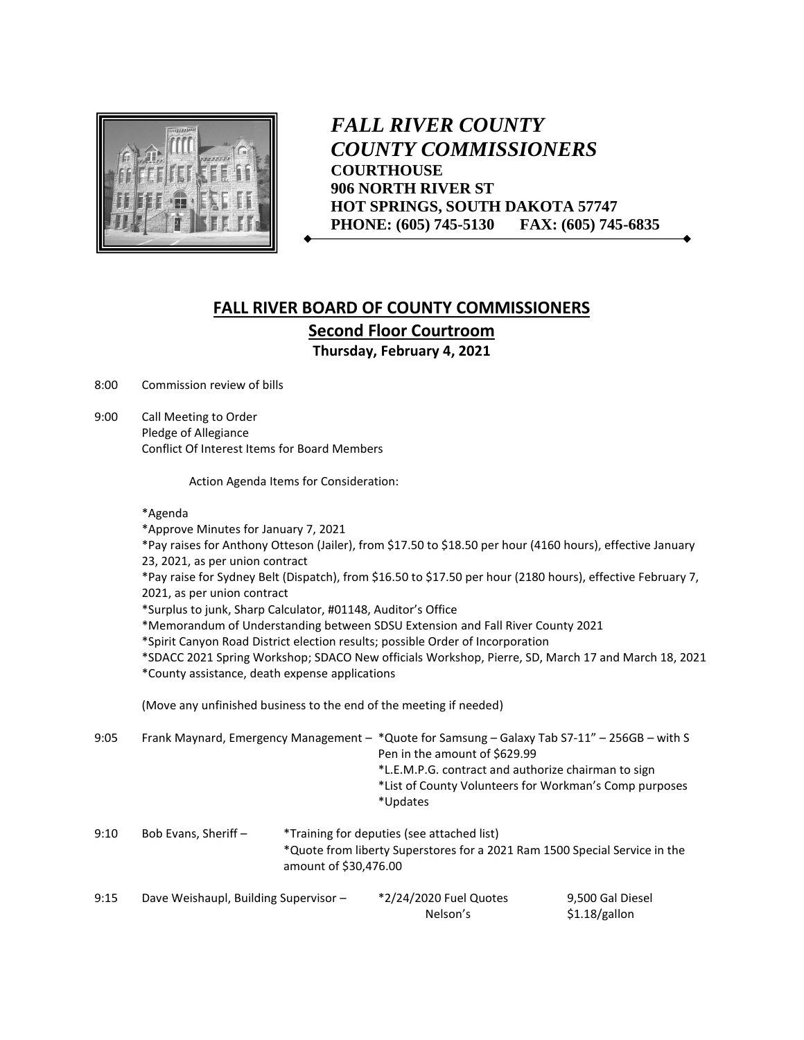***FALL RIVER COUNTY***
***COUNTY COMMISSIONERS***
**COURTHOUSE**
**906 NORTH RIVER ST**
**HOT SPRINGS, SOUTH DAKOTA 57747**
**PHONE: (605) 745-5130 FAX: (605) 745-6835**

# FALL RIVER BOARD OF COUNTY COMMISSIONERS

## Second Floor Courtroom

**Thursday, February 4, 2021**

8:00 Commission review of bills

9:00 Call Meeting to Order
Pledge of Allegiance
Conflict Of Interest Items for Board Members

Action Agenda Items for Consideration:

*Agenda
*Approve Minutes for January 7, 2021
*Pay raises for Anthony Otteson (Jailer), from $17.50 to $18.50 per hour (4160 hours), effective January 23, 2021, as per union contract
*Pay raise for Sydney Belt (Dispatch), from $16.50 to $17.50 per hour (2180 hours), effective February 7, 2021, as per union contract
*Surplus to junk, Sharp Calculator, #01148, Auditor's Office
*Memorandum of Understanding between SDSU Extension and Fall River County 2021
*Spirit Canyon Road District election results; possible Order of Incorporation
*SDACC 2021 Spring Workshop; SDACO New officials Workshop, Pierre, SD, March 17 and March 18, 2021
*County assistance, death expense applications

(Move any unfinished business to the end of the meeting if needed)

9:05 Frank Maynard, Emergency Management – *Quote for Samsung – Galaxy Tab S7-11" – 256GB – with S Pen in the amount of $629.99
*L.E.M.P.G. contract and authorize chairman to sign
*List of County Volunteers for Workman's Comp purposes
*Updates

9:10 Bob Evans, Sheriff – *Training for deputies (see attached list)
*Quote from liberty Superstores for a 2021 Ram 1500 Special Service in the amount of $30,476.00

9:15 Dave Weishaupl, Building Supervisor – *2/24/2020 Fuel Quotes 9,500 Gal Diesel
Nelson's $1.18/gallon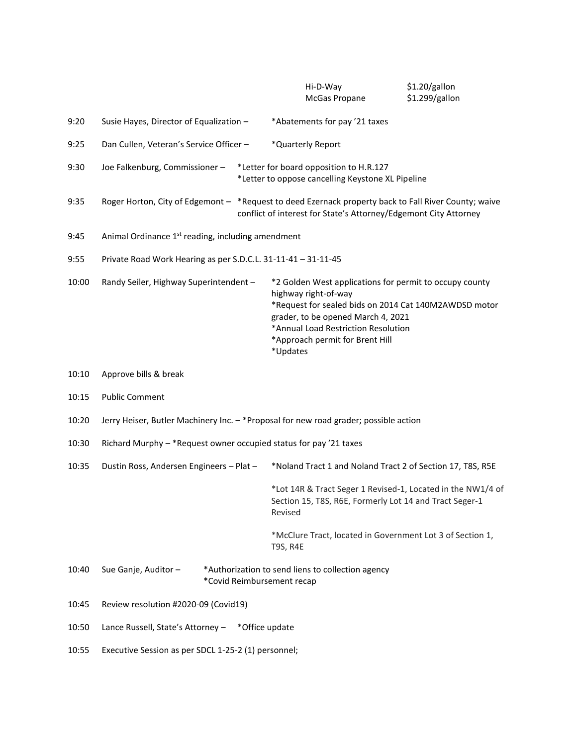| | |
|---|---|
| Hi-D-Way | $1.20/gallon |
| McGas Propane | $1.299/gallon |

9:20 Susie Hayes, Director of Equalization – *Abatements for pay '21 taxes

9:25 Dan Cullen, Veteran's Service Officer – *Quarterly Report

9:30 Joe Falkenburg, Commissioner – *Letter for board opposition to H.R.127
*Letter to oppose cancelling Keystone XL Pipeline

9:35 Roger Horton, City of Edgemont – *Request to deed Ezernack property back to Fall River County; waive conflict of interest for State's Attorney/Edgemont City Attorney

9:45 Animal Ordinance 1st reading, including amendment

9:55 Private Road Work Hearing as per S.D.C.L. 31-11-41 – 31-11-45

10:00 Randy Seiler, Highway Superintendent – *2 Golden West applications for permit to occupy county highway right-of-way
*Request for sealed bids on 2014 Cat 140M2AWDSD motor grader, to be opened March 4, 2021
*Annual Load Restriction Resolution
*Approach permit for Brent Hill
*Updates

10:10 Approve bills & break

10:15 Public Comment

10:20 Jerry Heiser, Butler Machinery Inc. – *Proposal for new road grader; possible action

10:30 Richard Murphy – *Request owner occupied status for pay '21 taxes

10:35 Dustin Ross, Andersen Engineers – Plat – *Noland Tract 1 and Noland Tract 2 of Section 17, T8S, R5E

*Lot 14R & Tract Seger 1 Revised-1, Located in the NW1/4 of Section 15, T8S, R6E, Formerly Lot 14 and Tract Seger-1 Revised

*McClure Tract, located in Government Lot 3 of Section 1, T9S, R4E

10:40 Sue Ganje, Auditor – *Authorization to send liens to collection agency
*Covid Reimbursement recap

10:45 Review resolution #2020-09 (Covid19)

10:50 Lance Russell, State's Attorney – *Office update

10:55 Executive Session as per SDCL 1-25-2 (1) personnel;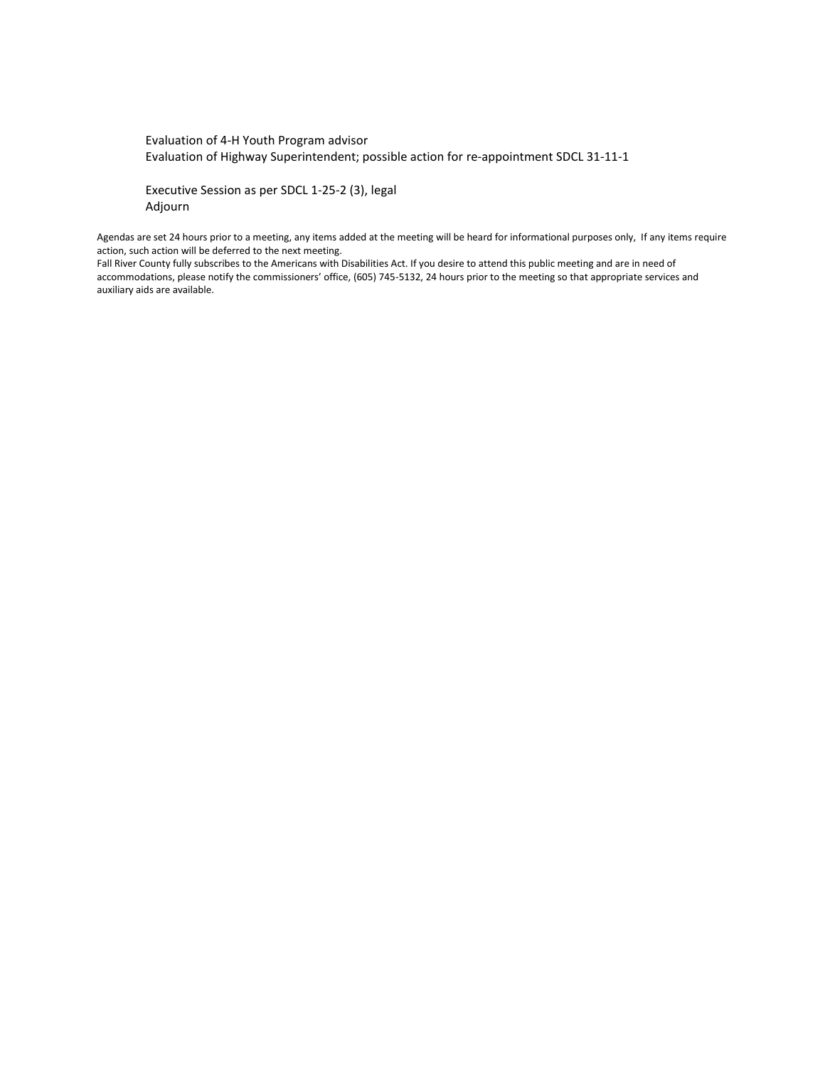Evaluation of 4-H Youth Program advisor
Evaluation of Highway Superintendent; possible action for re-appointment SDCL 31-11-1

Executive Session as per SDCL 1-25-2 (3), legal
Adjourn

Agendas are set 24 hours prior to a meeting, any items added at the meeting will be heard for informational purposes only, If any items require action, such action will be deferred to the next meeting.
Fall River County fully subscribes to the Americans with Disabilities Act. If you desire to attend this public meeting and are in need of accommodations, please notify the commissioners' office, (605) 745-5132, 24 hours prior to the meeting so that appropriate services and auxiliary aids are available.